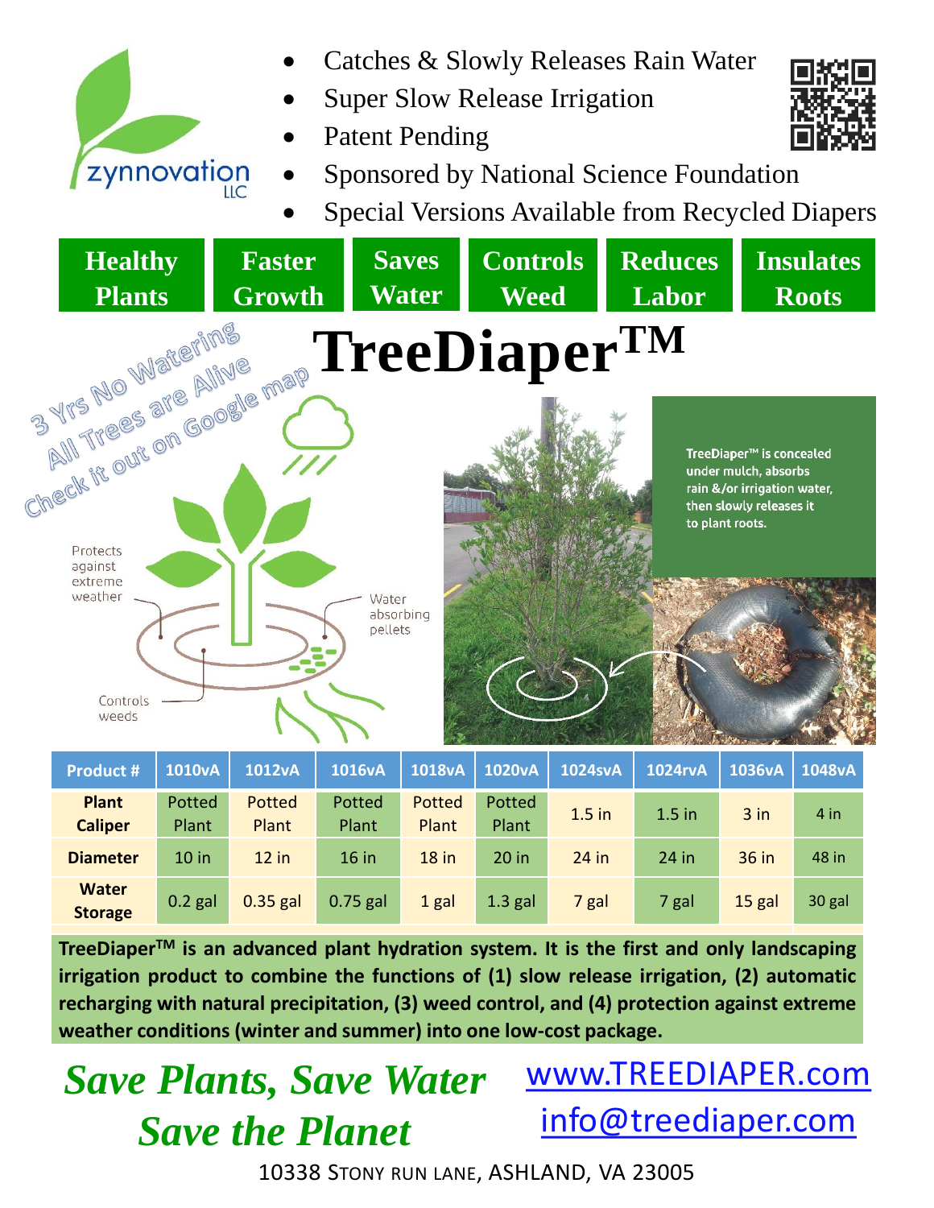zynnovation LLC

- Catches & Slowly Releases Rain Water
- Super Slow Release Irrigation
- Patent Pending
- Sponsored by National Science Foundation
- Special Versions Available from Recycled Diapers

**Healthy Plants** | **Faster Growth** | **Saves Water** | **Controls Weed** | **Reduces Labor** | **Insulates Roots**

# TreeDiaper™

3 Yrs No Watering
All Trees are Alive
Check it out on Google map

Protects against extreme weather

Water absorbing pellets

Controls weeds

TreeDiaper™ is concealed under mulch, absorbs rain &/or irrigation water, then slowly releases it to plant roots.

| Product # | 1010vA | 1012vA | 1016vA | 1018vA | 1020vA | 1024svA | 1024rvA | 1036vA | 1048vA |
|---|---|---|---|---|---|---|---|---|---|
| **Plant Caliper** | Potted Plant | Potted Plant | Potted Plant | Potted Plant | Potted Plant | 1.5 in | 1.5 in | 3 in | 4 in |
| **Diameter** | 10 in | 12 in | 16 in | 18 in | 20 in | 24 in | 24 in | 36 in | 48 in |
| **Water Storage** | 0.2 gal | 0.35 gal | 0.75 gal | 1 gal | 1.3 gal | 7 gal | 7 gal | 15 gal | 30 gal |

**TreeDiaper™ is an advanced plant hydration system. It is the first and only landscaping irrigation product to combine the functions of (1) slow release irrigation, (2) automatic recharging with natural precipitation, (3) weed control, and (4) protection against extreme weather conditions (winter and summer) into one low-cost package.**

***Save Plants, Save Water***
***Save the Planet***

www.TREEDIAPER.com
info@treediaper.com

10338 Stony Run Lane, Ashland, VA 23005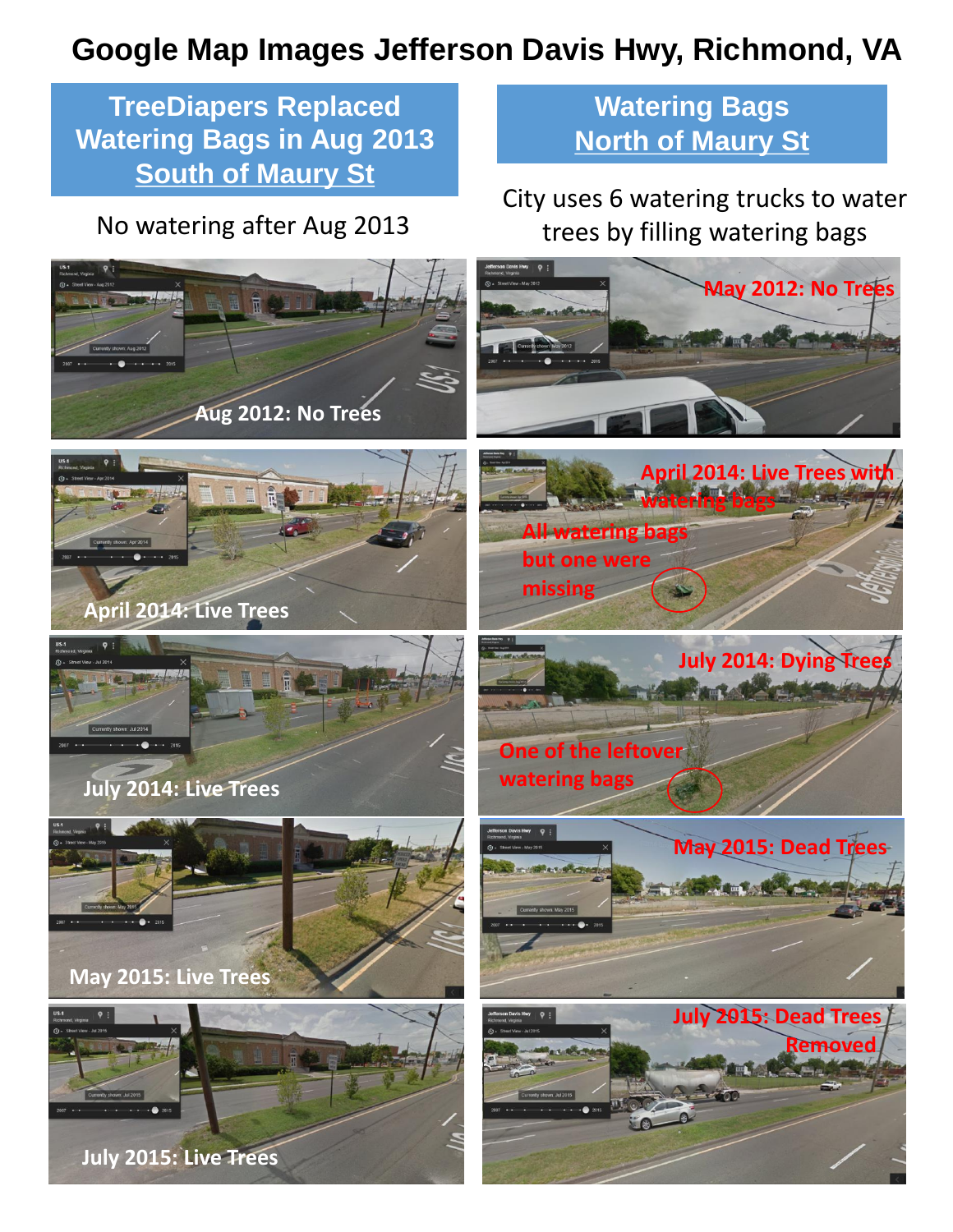# Google Map Images Jefferson Davis Hwy, Richmond, VA

## TreeDiapers Replaced Watering Bags in Aug 2013 South of Maury St

No watering after Aug 2013

Aug 2012: No Trees

April 2014: Live Trees

July 2014: Live Trees

May 2015: Live Trees

July 2015: Live Trees

## Watering Bags North of Maury St

City uses 6 watering trucks to water trees by filling watering bags

May 2012: No Trees

April 2014: Live Trees with watering bags

All watering bags but one were missing

July 2014: Dying Trees

One of the leftover watering bags

May 2015: Dead Trees

July 2015: Dead Trees Removed